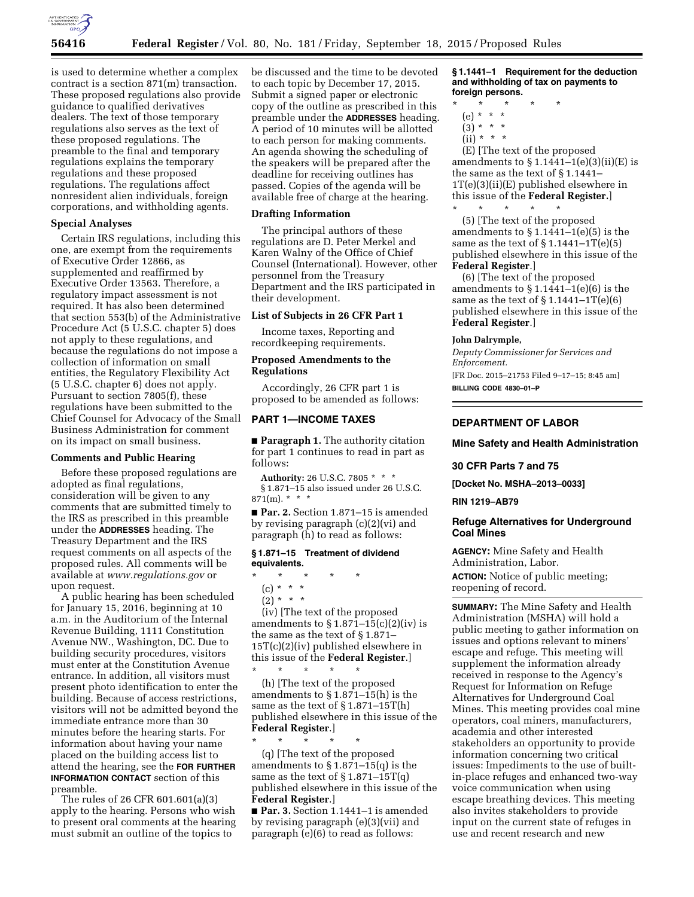is used to determine whether a complex contract is a section 871(m) transaction. These proposed regulations also provide guidance to qualified derivatives dealers. The text of those temporary regulations also serves as the text of these proposed regulations. The preamble to the final and temporary regulations explains the temporary regulations and these proposed regulations. The regulations affect nonresident alien individuals, foreign corporations, and withholding agents.

### Special Analyses

Certain IRS regulations, including this one, are exempt from the requirements of Executive Order 12866, as supplemented and reaffirmed by Executive Order 13563. Therefore, a regulatory impact assessment is not required. It has also been determined that section 553(b) of the Administrative Procedure Act (5 U.S.C. chapter 5) does not apply to these regulations, and because the regulations do not impose a collection of information on small entities, the Regulatory Flexibility Act (5 U.S.C. chapter 6) does not apply. Pursuant to section 7805(f), these regulations have been submitted to the Chief Counsel for Advocacy of the Small Business Administration for comment on its impact on small business.

### Comments and Public Hearing

Before these proposed regulations are adopted as final regulations, consideration will be given to any comments that are submitted timely to the IRS as prescribed in this preamble under the **ADDRESSES** heading. The Treasury Department and the IRS request comments on all aspects of the proposed rules. All comments will be available at *www.regulations.gov* or upon request.

A public hearing has been scheduled for January 15, 2016, beginning at 10 a.m. in the Auditorium of the Internal Revenue Building, 1111 Constitution Avenue NW., Washington, DC. Due to building security procedures, visitors must enter at the Constitution Avenue entrance. In addition, all visitors must present photo identification to enter the building. Because of access restrictions, visitors will not be admitted beyond the immediate entrance more than 30 minutes before the hearing starts. For information about having your name placed on the building access list to attend the hearing, see the **FOR FURTHER INFORMATION CONTACT** section of this preamble.

The rules of 26 CFR 601.601(a)(3) apply to the hearing. Persons who wish to present oral comments at the hearing must submit an outline of the topics to be discussed and the time to be devoted to each topic by December 17, 2015. Submit a signed paper or electronic copy of the outline as prescribed in this preamble under the **ADDRESSES** heading. A period of 10 minutes will be allotted to each person for making comments. An agenda showing the scheduling of the speakers will be prepared after the deadline for receiving outlines has passed. Copies of the agenda will be available free of charge at the hearing.

### Drafting Information

The principal authors of these regulations are D. Peter Merkel and Karen Walny of the Office of Chief Counsel (International). However, other personnel from the Treasury Department and the IRS participated in their development.

### List of Subjects in 26 CFR Part 1

Income taxes, Reporting and recordkeeping requirements.

### Proposed Amendments to the Regulations

Accordingly, 26 CFR part 1 is proposed to be amended as follows:

## PART 1—INCOME TAXES

■ **Paragraph 1.** The authority citation for part 1 continues to read in part as follows:

**Authority:** 26 U.S.C. 7805 * * *
§ 1.871–15 also issued under 26 U.S.C. 871(m). * * *

■ **Par. 2.** Section 1.871–15 is amended by revising paragraph (c)(2)(vi) and paragraph (h) to read as follows:

**§ 1.871–15 Treatment of dividend equivalents.**

\* \* \* \* \*

(c) * * *

(2) * * *

(iv) [The text of the proposed amendments to § 1.871–15(c)(2)(iv) is the same as the text of § 1.871–15T(c)(2)(iv) published elsewhere in this issue of the **Federal Register**.]

\* \* \* \* \*

(h) [The text of the proposed amendments to § 1.871–15(h) is the same as the text of § 1.871–15T(h) published elsewhere in this issue of the **Federal Register**.]

\* \* \* \* \*

(q) [The text of the proposed amendments to § 1.871–15(q) is the same as the text of § 1.871–15T(q) published elsewhere in this issue of the **Federal Register**.]

■ **Par. 3.** Section 1.1441–1 is amended by revising paragraph (e)(3)(vii) and paragraph (e)(6) to read as follows:

**§ 1.1441–1 Requirement for the deduction and withholding of tax on payments to foreign persons.**

\* \* \* \* \*

(e) * * *

(3) * * *

(ii) * * *

(E) [The text of the proposed amendments to § 1.1441–1(e)(3)(ii)(E) is the same as the text of § 1.1441–1T(e)(3)(ii)(E) published elsewhere in this issue of the **Federal Register.**]

\* \* \* \* \*

(5) [The text of the proposed amendments to § 1.1441–1(e)(5) is the same as the text of § 1.1441–1T(e)(5) published elsewhere in this issue of the **Federal Register**.]

(6) [The text of the proposed amendments to § 1.1441–1(e)(6) is the same as the text of § 1.1441–1T(e)(6) published elsewhere in this issue of the **Federal Register**.]

**John Dalrymple,**

*Deputy Commissioner for Services and Enforcement.*

[FR Doc. 2015–21753 Filed 9–17–15; 8:45 am]

**BILLING CODE 4830–01–P**

---

## DEPARTMENT OF LABOR

### Mine Safety and Health Administration

### 30 CFR Parts 7 and 75

**[Docket No. MSHA–2013–0033]**

**RIN 1219–AB79**

### Refuge Alternatives for Underground Coal Mines

**AGENCY:** Mine Safety and Health Administration, Labor.

**ACTION:** Notice of public meeting; reopening of record.

**SUMMARY:** The Mine Safety and Health Administration (MSHA) will hold a public meeting to gather information on issues and options relevant to miners' escape and refuge. This meeting will supplement the information already received in response to the Agency's Request for Information on Refuge Alternatives for Underground Coal Mines. This meeting provides coal mine operators, coal miners, manufacturers, academia and other interested stakeholders an opportunity to provide information concerning two critical issues: Impediments to the use of built-in-place refuges and enhanced two-way voice communication when using escape breathing devices. This meeting also invites stakeholders to provide input on the current state of refuges in use and recent research and new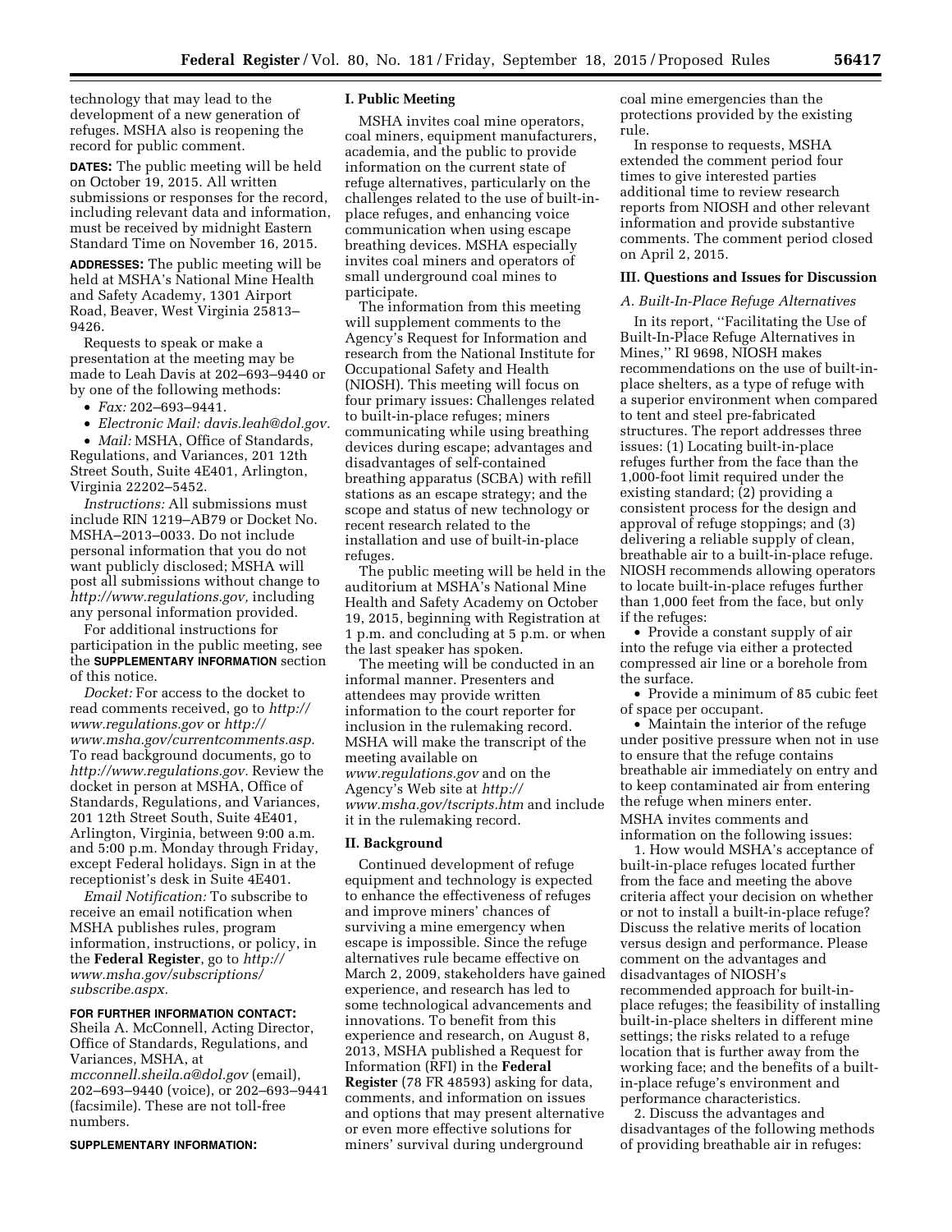technology that may lead to the development of a new generation of refuges. MSHA also is reopening the record for public comment.

**DATES:** The public meeting will be held on October 19, 2015. All written submissions or responses for the record, including relevant data and information, must be received by midnight Eastern Standard Time on November 16, 2015.

**ADDRESSES:** The public meeting will be held at MSHA's National Mine Health and Safety Academy, 1301 Airport Road, Beaver, West Virginia 25813–9426.

Requests to speak or make a presentation at the meeting may be made to Leah Davis at 202–693–9440 or by one of the following methods:

- *Fax:* 202–693–9441.
- *Electronic Mail: davis.leah@dol.gov.*
- *Mail:* MSHA, Office of Standards, Regulations, and Variances, 201 12th Street South, Suite 4E401, Arlington, Virginia 22202–5452.

*Instructions:* All submissions must include RIN 1219–AB79 or Docket No. MSHA–2013–0033. Do not include personal information that you do not want publicly disclosed; MSHA will post all submissions without change to *http://www.regulations.gov,* including any personal information provided.

For additional instructions for participation in the public meeting, see the **SUPPLEMENTARY INFORMATION** section of this notice.

*Docket:* For access to the docket to read comments received, go to *http://www.regulations.gov* or *http://www.msha.gov/currentcomments.asp.* To read background documents, go to *http://www.regulations.gov.* Review the docket in person at MSHA, Office of Standards, Regulations, and Variances, 201 12th Street South, Suite 4E401, Arlington, Virginia, between 9:00 a.m. and 5:00 p.m. Monday through Friday, except Federal holidays. Sign in at the receptionist's desk in Suite 4E401.

*Email Notification:* To subscribe to receive an email notification when MSHA publishes rules, program information, instructions, or policy, in the **Federal Register**, go to *http://www.msha.gov/subscriptions/subscribe.aspx.*

**FOR FURTHER INFORMATION CONTACT:** Sheila A. McConnell, Acting Director, Office of Standards, Regulations, and Variances, MSHA, at *mcconnell.sheila.a@dol.gov* (email), 202–693–9440 (voice), or 202–693–9441 (facsimile). These are not toll-free numbers.

**SUPPLEMENTARY INFORMATION:**

## I. Public Meeting

MSHA invites coal mine operators, coal miners, equipment manufacturers, academia, and the public to provide information on the current state of refuge alternatives, particularly on the challenges related to the use of built-in-place refuges, and enhancing voice communication when using escape breathing devices. MSHA especially invites coal miners and operators of small underground coal mines to participate.

The information from this meeting will supplement comments to the Agency's Request for Information and research from the National Institute for Occupational Safety and Health (NIOSH). This meeting will focus on four primary issues: Challenges related to built-in-place refuges; miners communicating while using breathing devices during escape; advantages and disadvantages of self-contained breathing apparatus (SCBA) with refill stations as an escape strategy; and the scope and status of new technology or recent research related to the installation and use of built-in-place refuges.

The public meeting will be held in the auditorium at MSHA's National Mine Health and Safety Academy on October 19, 2015, beginning with Registration at 1 p.m. and concluding at 5 p.m. or when the last speaker has spoken.

The meeting will be conducted in an informal manner. Presenters and attendees may provide written information to the court reporter for inclusion in the rulemaking record. MSHA will make the transcript of the meeting available on *www.regulations.gov* and on the Agency's Web site at *http://www.msha.gov/tscripts.htm* and include it in the rulemaking record.

## II. Background

Continued development of refuge equipment and technology is expected to enhance the effectiveness of refuges and improve miners' chances of surviving a mine emergency when escape is impossible. Since the refuge alternatives rule became effective on March 2, 2009, stakeholders have gained experience, and research has led to some technological advancements and innovations. To benefit from this experience and research, on August 8, 2013, MSHA published a Request for Information (RFI) in the **Federal Register** (78 FR 48593) asking for data, comments, and information on issues and options that may present alternative or even more effective solutions for miners' survival during underground coal mine emergencies than the protections provided by the existing rule.

In response to requests, MSHA extended the comment period four times to give interested parties additional time to review research reports from NIOSH and other relevant information and provide substantive comments. The comment period closed on April 2, 2015.

## III. Questions and Issues for Discussion

### A. Built-In-Place Refuge Alternatives

In its report, ''Facilitating the Use of Built-In-Place Refuge Alternatives in Mines,'' RI 9698, NIOSH makes recommendations on the use of built-in-place shelters, as a type of refuge with a superior environment when compared to tent and steel pre-fabricated structures. The report addresses three issues: (1) Locating built-in-place refuges further from the face than the 1,000-foot limit required under the existing standard; (2) providing a consistent process for the design and approval of refuge stoppings; and (3) delivering a reliable supply of clean, breathable air to a built-in-place refuge. NIOSH recommends allowing operators to locate built-in-place refuges further than 1,000 feet from the face, but only if the refuges:

- Provide a constant supply of air into the refuge via either a protected compressed air line or a borehole from the surface.
- Provide a minimum of 85 cubic feet of space per occupant.
- Maintain the interior of the refuge under positive pressure when not in use to ensure that the refuge contains breathable air immediately on entry and to keep contaminated air from entering the refuge when miners enter.

MSHA invites comments and information on the following issues:

1. How would MSHA's acceptance of built-in-place refuges located further from the face and meeting the above criteria affect your decision on whether or not to install a built-in-place refuge? Discuss the relative merits of location versus design and performance. Please comment on the advantages and disadvantages of NIOSH's recommended approach for built-in-place refuges; the feasibility of installing built-in-place shelters in different mine settings; the risks related to a refuge location that is further away from the working face; and the benefits of a built-in-place refuge's environment and performance characteristics.

2. Discuss the advantages and disadvantages of the following methods of providing breathable air in refuges: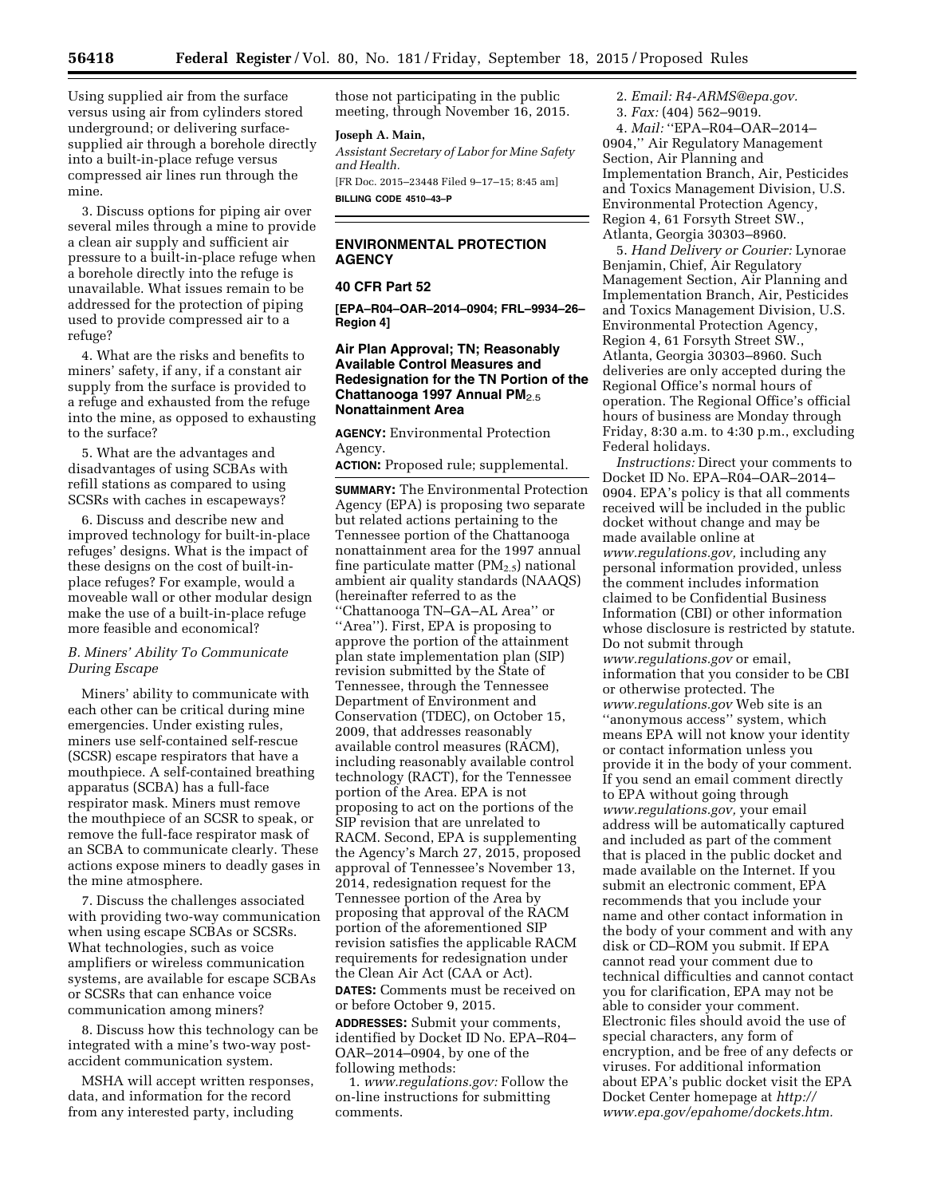Using supplied air from the surface versus using air from cylinders stored underground; or delivering surface-supplied air through a borehole directly into a built-in-place refuge versus compressed air lines run through the mine.

3. Discuss options for piping air over several miles through a mine to provide a clean air supply and sufficient air pressure to a built-in-place refuge when a borehole directly into the refuge is unavailable. What issues remain to be addressed for the protection of piping used to provide compressed air to a refuge?

4. What are the risks and benefits to miners' safety, if any, if a constant air supply from the surface is provided to a refuge and exhausted from the refuge into the mine, as opposed to exhausting to the surface?

5. What are the advantages and disadvantages of using SCBAs with refill stations as compared to using SCSRs with caches in escapeways?

6. Discuss and describe new and improved technology for built-in-place refuges' designs. What is the impact of these designs on the cost of built-in-place refuges? For example, would a moveable wall or other modular design make the use of a built-in-place refuge more feasible and economical?

### *B. Miners' Ability To Communicate During Escape*

Miners' ability to communicate with each other can be critical during mine emergencies. Under existing rules, miners use self-contained self-rescue (SCSR) escape respirators that have a mouthpiece. A self-contained breathing apparatus (SCBA) has a full-face respirator mask. Miners must remove the mouthpiece of an SCSR to speak, or remove the full-face respirator mask of an SCBA to communicate clearly. These actions expose miners to deadly gases in the mine atmosphere.

7. Discuss the challenges associated with providing two-way communication when using escape SCBAs or SCSRs. What technologies, such as voice amplifiers or wireless communication systems, are available for escape SCBAs or SCSRs that can enhance voice communication among miners?

8. Discuss how this technology can be integrated with a mine's two-way post-accident communication system.

MSHA will accept written responses, data, and information for the record from any interested party, including those not participating in the public meeting, through November 16, 2015.

**Joseph A. Main,**

*Assistant Secretary of Labor for Mine Safety and Health.*

[FR Doc. 2015–23448 Filed 9–17–15; 8:45 am]

**BILLING CODE 4510–43–P**

---

## ENVIRONMENTAL PROTECTION AGENCY

### 40 CFR Part 52

**[EPA–R04–OAR–2014–0904; FRL–9934–26–Region 4]**

### Air Plan Approval; TN; Reasonably Available Control Measures and Redesignation for the TN Portion of the Chattanooga 1997 Annual $PM_{2.5}$ Nonattainment Area

**AGENCY:** Environmental Protection Agency.

**ACTION:** Proposed rule; supplemental.

**SUMMARY:** The Environmental Protection Agency (EPA) is proposing two separate but related actions pertaining to the Tennessee portion of the Chattanooga nonattainment area for the 1997 annual fine particulate matter ($PM_{2.5}$) national ambient air quality standards (NAAQS) (hereinafter referred to as the ''Chattanooga TN–GA–AL Area'' or ''Area''). First, EPA is proposing to approve the portion of the attainment plan state implementation plan (SIP) revision submitted by the State of Tennessee, through the Tennessee Department of Environment and Conservation (TDEC), on October 15, 2009, that addresses reasonably available control measures (RACM), including reasonably available control technology (RACT), for the Tennessee portion of the Area. EPA is not proposing to act on the portions of the SIP revision that are unrelated to RACM. Second, EPA is supplementing the Agency's March 27, 2015, proposed approval of Tennessee's November 13, 2014, redesignation request for the Tennessee portion of the Area by proposing that approval of the RACM portion of the aforementioned SIP revision satisfies the applicable RACM requirements for redesignation under the Clean Air Act (CAA or Act).

**DATES:** Comments must be received on or before October 9, 2015.

**ADDRESSES:** Submit your comments, identified by Docket ID No. EPA–R04–OAR–2014–0904, by one of the following methods:

1. *www.regulations.gov:* Follow the on-line instructions for submitting comments.

2. *Email: R4-ARMS@epa.gov.*

3. *Fax:* (404) 562–9019.

4. *Mail:* ''EPA–R04–OAR–2014–0904,'' Air Regulatory Management Section, Air Planning and Implementation Branch, Air, Pesticides and Toxics Management Division, U.S. Environmental Protection Agency, Region 4, 61 Forsyth Street SW., Atlanta, Georgia 30303–8960.

5. *Hand Delivery or Courier:* Lynorae Benjamin, Chief, Air Regulatory Management Section, Air Planning and Implementation Branch, Air, Pesticides and Toxics Management Division, U.S. Environmental Protection Agency, Region 4, 61 Forsyth Street SW., Atlanta, Georgia 30303–8960. Such deliveries are only accepted during the Regional Office's normal hours of operation. The Regional Office's official hours of business are Monday through Friday, 8:30 a.m. to 4:30 p.m., excluding Federal holidays.

*Instructions:* Direct your comments to Docket ID No. EPA–R04–OAR–2014–0904. EPA's policy is that all comments received will be included in the public docket without change and may be made available online at *www.regulations.gov,* including any personal information provided, unless the comment includes information claimed to be Confidential Business Information (CBI) or other information whose disclosure is restricted by statute. Do not submit through *www.regulations.gov* or email, information that you consider to be CBI or otherwise protected. The *www.regulations.gov* Web site is an ''anonymous access'' system, which means EPA will not know your identity or contact information unless you provide it in the body of your comment. If you send an email comment directly to EPA without going through *www.regulations.gov,* your email address will be automatically captured and included as part of the comment that is placed in the public docket and made available on the Internet. If you submit an electronic comment, EPA recommends that you include your name and other contact information in the body of your comment and with any disk or CD–ROM you submit. If EPA cannot read your comment due to technical difficulties and cannot contact you for clarification, EPA may not be able to consider your comment. Electronic files should avoid the use of special characters, any form of encryption, and be free of any defects or viruses. For additional information about EPA's public docket visit the EPA Docket Center homepage at *http://www.epa.gov/epahome/dockets.htm.*